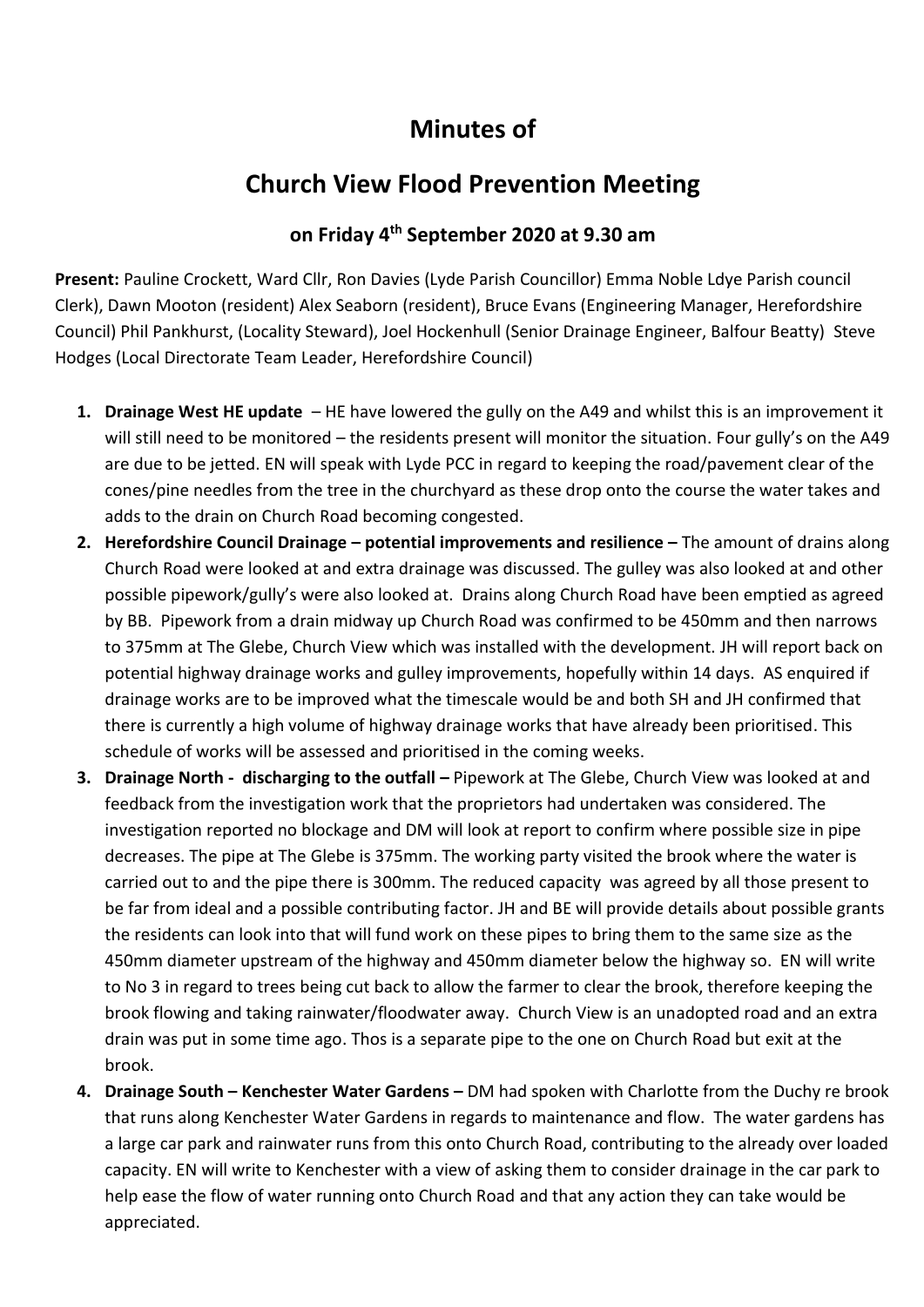# Minutes of

# Church View Flood Prevention Meeting

### on Friday 4th September 2020 at 9.30 am

**Present:** Pauline Crockett, Ward Cllr, Ron Davies (Lyde Parish Councillor) Emma Noble Ldye Parish council Clerk), Dawn Mooton (resident) Alex Seaborn (resident), Bruce Evans (Engineering Manager, Herefordshire Council) Phil Pankhurst, (Locality Steward), Joel Hockenhull (Senior Drainage Engineer, Balfour Beatty) Steve Hodges (Local Directorate Team Leader, Herefordshire Council)

1. **Drainage West HE update** – HE have lowered the gully on the A49 and whilst this is an improvement it will still need to be monitored – the residents present will monitor the situation. Four gully's on the A49 are due to be jetted. EN will speak with Lyde PCC in regard to keeping the road/pavement clear of the cones/pine needles from the tree in the churchyard as these drop onto the course the water takes and adds to the drain on Church Road becoming congested.
2. **Herefordshire Council Drainage – potential improvements and resilience –** The amount of drains along Church Road were looked at and extra drainage was discussed. The gulley was also looked at and other possible pipework/gully's were also looked at. Drains along Church Road have been emptied as agreed by BB. Pipework from a drain midway up Church Road was confirmed to be 450mm and then narrows to 375mm at The Glebe, Church View which was installed with the development. JH will report back on potential highway drainage works and gulley improvements, hopefully within 14 days. AS enquired if drainage works are to be improved what the timescale would be and both SH and JH confirmed that there is currently a high volume of highway drainage works that have already been prioritised. This schedule of works will be assessed and prioritised in the coming weeks.
3. **Drainage North - discharging to the outfall –** Pipework at The Glebe, Church View was looked at and feedback from the investigation work that the proprietors had undertaken was considered. The investigation reported no blockage and DM will look at report to confirm where possible size in pipe decreases. The pipe at The Glebe is 375mm. The working party visited the brook where the water is carried out to and the pipe there is 300mm. The reduced capacity was agreed by all those present to be far from ideal and a possible contributing factor. JH and BE will provide details about possible grants the residents can look into that will fund work on these pipes to bring them to the same size as the 450mm diameter upstream of the highway and 450mm diameter below the highway so. EN will write to No 3 in regard to trees being cut back to allow the farmer to clear the brook, therefore keeping the brook flowing and taking rainwater/floodwater away. Church View is an unadopted road and an extra drain was put in some time ago. Thos is a separate pipe to the one on Church Road but exit at the brook.
4. **Drainage South – Kenchester Water Gardens –** DM had spoken with Charlotte from the Duchy re brook that runs along Kenchester Water Gardens in regards to maintenance and flow. The water gardens has a large car park and rainwater runs from this onto Church Road, contributing to the already over loaded capacity. EN will write to Kenchester with a view of asking them to consider drainage in the car park to help ease the flow of water running onto Church Road and that any action they can take would be appreciated.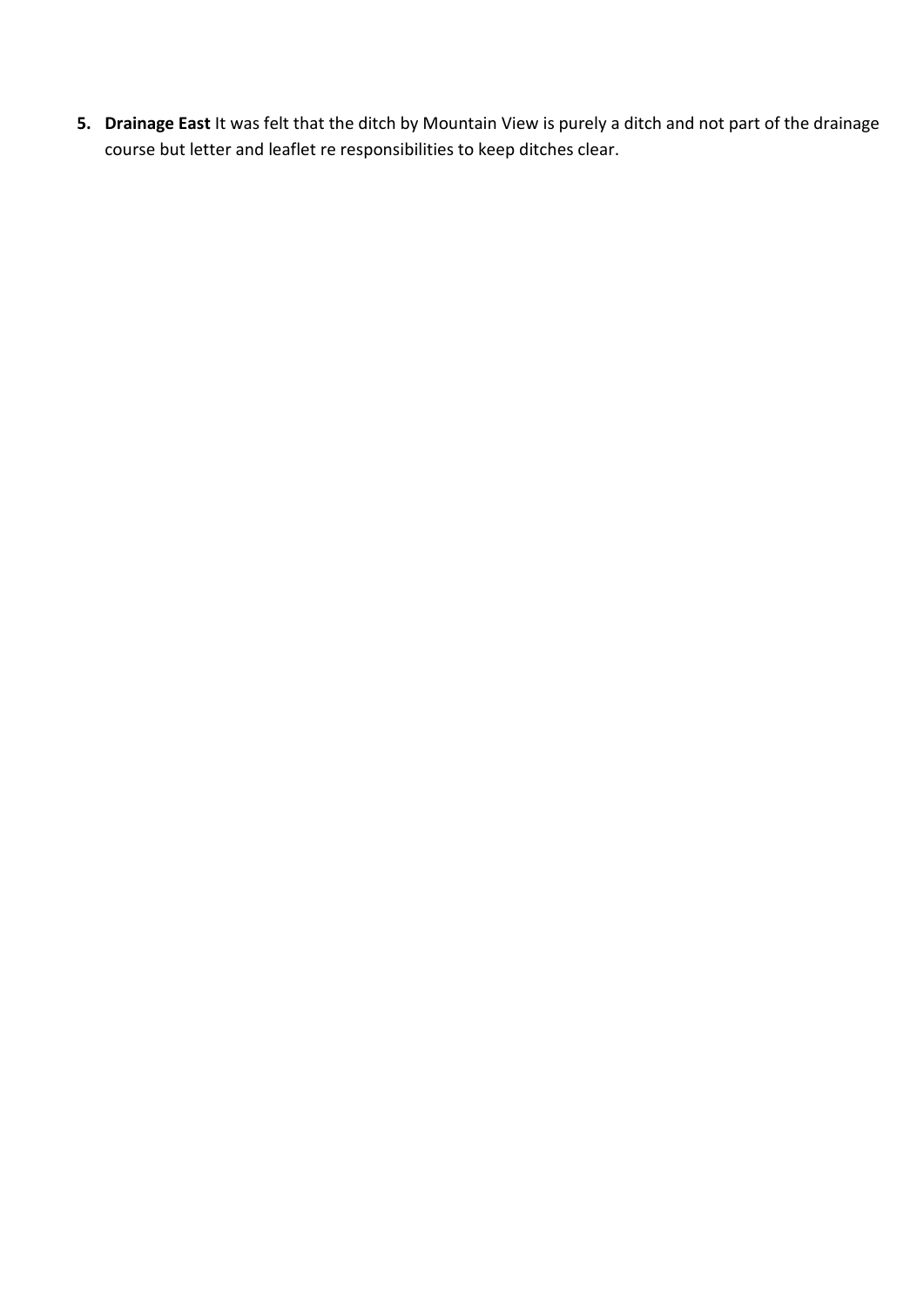5. **Drainage East** It was felt that the ditch by Mountain View is purely a ditch and not part of the drainage course but letter and leaflet re responsibilities to keep ditches clear.